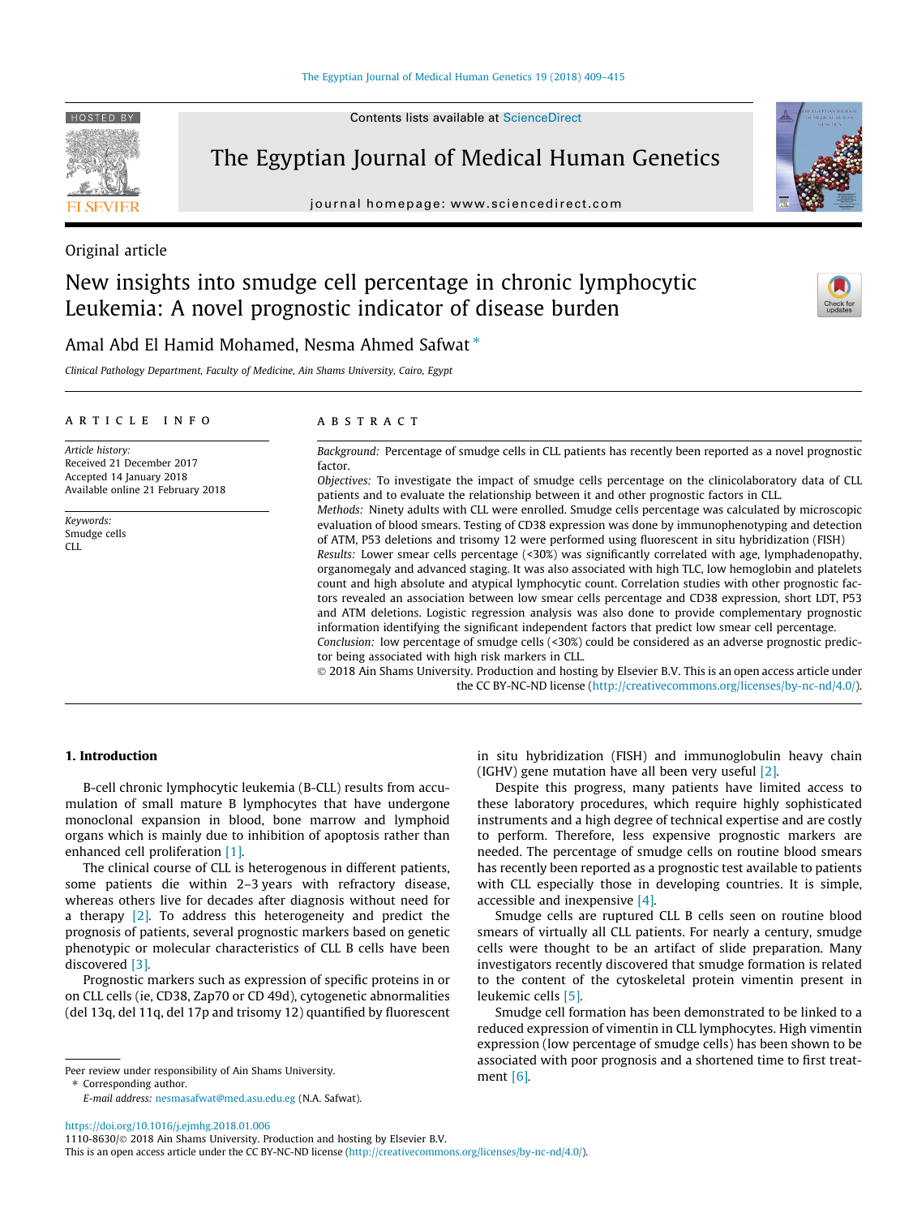Original article

# New insights into smudge cell percentage in chronic lymphocytic Leukemia: A novel prognostic indicator of disease burden

Amal Abd El Hamid Mohamed, Nesma Ahmed Safwat *

*Clinical Pathology Department, Faculty of Medicine, Ain Shams University, Cairo, Egypt*

ARTICLE INFO

*Article history:*
Received 21 December 2017
Accepted 14 January 2018
Available online 21 February 2018

*Keywords:*
Smudge cells
CLL

ABSTRACT

*Background:* Percentage of smudge cells in CLL patients has recently been reported as a novel prognostic factor.

*Objectives:* To investigate the impact of smudge cells percentage on the clinicolaboratory data of CLL patients and to evaluate the relationship between it and other prognostic factors in CLL.

*Methods:* Ninety adults with CLL were enrolled. Smudge cells percentage was calculated by microscopic evaluation of blood smears. Testing of CD38 expression was done by immunophenotyping and detection of ATM, P53 deletions and trisomy 12 were performed using fluorescent in situ hybridization (FISH)

*Results:* Lower smear cells percentage (<30%) was significantly correlated with age, lymphadenopathy, organomegaly and advanced staging. It was also associated with high TLC, low hemoglobin and platelets count and high absolute and atypical lymphocytic count. Correlation studies with other prognostic factors revealed an association between low smear cells percentage and CD38 expression, short LDT, P53 and ATM deletions. Logistic regression analysis was also done to provide complementary prognostic information identifying the significant independent factors that predict low smear cell percentage.

*Conclusion:* low percentage of smudge cells (<30%) could be considered as an adverse prognostic predictor being associated with high risk markers in CLL.

© 2018 Ain Shams University. Production and hosting by Elsevier B.V. This is an open access article under the CC BY-NC-ND license (http://creativecommons.org/licenses/by-nc-nd/4.0/).

## 1. Introduction

B-cell chronic lymphocytic leukemia (B-CLL) results from accumulation of small mature B lymphocytes that have undergone monoclonal expansion in blood, bone marrow and lymphoid organs which is mainly due to inhibition of apoptosis rather than enhanced cell proliferation [1].

The clinical course of CLL is heterogenous in different patients, some patients die within 2–3 years with refractory disease, whereas others live for decades after diagnosis without need for a therapy [2]. To address this heterogeneity and predict the prognosis of patients, several prognostic markers based on genetic phenotypic or molecular characteristics of CLL B cells have been discovered [3].

Prognostic markers such as expression of specific proteins in or on CLL cells (ie, CD38, Zap70 or CD 49d), cytogenetic abnormalities (del 13q, del 11q, del 17p and trisomy 12) quantified by fluorescent in situ hybridization (FISH) and immunoglobulin heavy chain (IGHV) gene mutation have all been very useful [2].

Despite this progress, many patients have limited access to these laboratory procedures, which require highly sophisticated instruments and a high degree of technical expertise and are costly to perform. Therefore, less expensive prognostic markers are needed. The percentage of smudge cells on routine blood smears has recently been reported as a prognostic test available to patients with CLL especially those in developing countries. It is simple, accessible and inexpensive [4].

Smudge cells are ruptured CLL B cells seen on routine blood smears of virtually all CLL patients. For nearly a century, smudge cells were thought to be an artifact of slide preparation. Many investigators recently discovered that smudge formation is related to the content of the cytoskeletal protein vimentin present in leukemic cells [5].

Smudge cell formation has been demonstrated to be linked to a reduced expression of vimentin in CLL lymphocytes. High vimentin expression (low percentage of smudge cells) has been shown to be associated with poor prognosis and a shortened time to first treatment [6].

Peer review under responsibility of Ain Shams University.

* Corresponding author.
E-mail address: nesmasafwat@med.asu.edu.eg (N.A. Safwat).

https://doi.org/10.1016/j.ejmhg.2018.01.006
1110-8630/© 2018 Ain Shams University. Production and hosting by Elsevier B.V.
This is an open access article under the CC BY-NC-ND license (http://creativecommons.org/licenses/by-nc-nd/4.0/).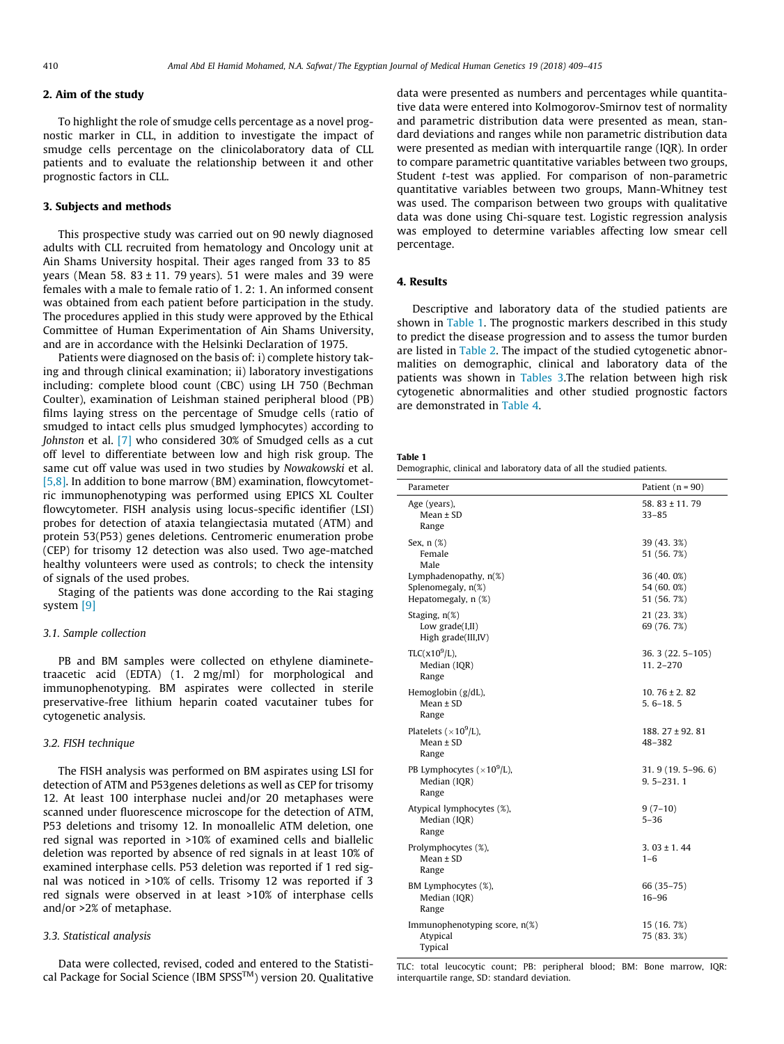## 2. Aim of the study

To highlight the role of smudge cells percentage as a novel prognostic marker in CLL, in addition to investigate the impact of smudge cells percentage on the clinicolaboratory data of CLL patients and to evaluate the relationship between it and other prognostic factors in CLL.

## 3. Subjects and methods

This prospective study was carried out on 90 newly diagnosed adults with CLL recruited from hematology and Oncology unit at Ain Shams University hospital. Their ages ranged from 33 to 85 years (Mean 58. 83 ± 11. 79 years). 51 were males and 39 were females with a male to female ratio of 1. 2: 1. An informed consent was obtained from each patient before participation in the study. The procedures applied in this study were approved by the Ethical Committee of Human Experimentation of Ain Shams University, and are in accordance with the Helsinki Declaration of 1975.

Patients were diagnosed on the basis of: i) complete history taking and through clinical examination; ii) laboratory investigations including: complete blood count (CBC) using LH 750 (Bechman Coulter), examination of Leishman stained peripheral blood (PB) films laying stress on the percentage of Smudge cells (ratio of smudged to intact cells plus smudged lymphocytes) according to *Johnston* et al. [7] who considered 30% of Smudged cells as a cut off level to differentiate between low and high risk group. The same cut off value was used in two studies by *Nowakowski* et al. [5,8]. In addition to bone marrow (BM) examination, flowcytometric immunophenotyping was performed using EPICS XL Coulter flowcytometer. FISH analysis using locus-specific identifier (LSI) probes for detection of ataxia telangiectasia mutated (ATM) and protein 53(P53) genes deletions. Centromeric enumeration probe (CEP) for trisomy 12 detection was also used. Two age-matched healthy volunteers were used as controls; to check the intensity of signals of the used probes.

Staging of the patients was done according to the Rai staging system [9]

### 3.1. Sample collection

PB and BM samples were collected on ethylene diaminetetraacetic acid (EDTA) (1. 2 mg/ml) for morphological and immunophenotyping. BM aspirates were collected in sterile preservative-free lithium heparin coated vacutainer tubes for cytogenetic analysis.

### 3.2. FISH technique

The FISH analysis was performed on BM aspirates using LSI for detection of ATM and P53genes deletions as well as CEP for trisomy 12. At least 100 interphase nuclei and/or 20 metaphases were scanned under fluorescence microscope for the detection of ATM, P53 deletions and trisomy 12. In monoallelic ATM deletion, one red signal was reported in >10% of examined cells and biallelic deletion was reported by absence of red signals in at least 10% of examined interphase cells. P53 deletion was reported if 1 red signal was noticed in >10% of cells. Trisomy 12 was reported if 3 red signals were observed in at least >10% of interphase cells and/or >2% of metaphase.

### 3.3. Statistical analysis

Data were collected, revised, coded and entered to the Statistical Package for Social Science (IBM SPSS™) version 20. Qualitative data were presented as numbers and percentages while quantitative data were entered into Kolmogorov-Smirnov test of normality and parametric distribution data were presented as mean, standard deviations and ranges while non parametric distribution data were presented as median with interquartile range (IQR). In order to compare parametric quantitative variables between two groups, Student *t*-test was applied. For comparison of non-parametric quantitative variables between two groups, Mann-Whitney test was used. The comparison between two groups with qualitative data was done using Chi-square test. Logistic regression analysis was employed to determine variables affecting low smear cell percentage.

## 4. Results

Descriptive and laboratory data of the studied patients are shown in Table 1. The prognostic markers described in this study to predict the disease progression and to assess the tumor burden are listed in Table 2. The impact of the studied cytogenetic abnormalities on demographic, clinical and laboratory data of the patients was shown in Tables 3.The relation between high risk cytogenetic abnormalities and other studied prognostic factors are demonstrated in Table 4.

**Table 1**
Demographic, clinical and laboratory data of all the studied patients.

| Parameter | Patient (n = 90) |
|---|---|
| Age (years), | 58. 83 ± 11. 79 |
| Mean ± SD | 33–85 |
| Range | |
| Sex, n (%) | 39 (43. 3%) |
| Female | 51 (56. 7%) |
| Male | |
| Lymphadenopathy, n(%) | 36 (40. 0%) |
| Splenomegaly, n(%) | 54 (60. 0%) |
| Hepatomegaly, n (%) | 51 (56. 7%) |
| Staging, n(%) | 21 (23. 3%) |
| Low grade(I,II) | 69 (76. 7%) |
| High grade(III,IV) | |
| TLC($x10^9$/L), | 36. 3 (22. 5–105) |
| Median (IQR) | 11. 2–270 |
| Range | |
| Hemoglobin (g/dL), | 10. 76 ± 2. 82 |
| Mean ± SD | 5. 6–18. 5 |
| Range | |
| Platelets ($\times 10^9$/L), | 188. 27 ± 92. 81 |
| Mean ± SD | 48–382 |
| Range | |
| PB Lymphocytes ($\times 10^9$/L), | 31. 9 (19. 5–96. 6) |
| Median (IQR) | 9. 5–231. 1 |
| Range | |
| Atypical lymphocytes (%), | 9 (7–10) |
| Median (IQR) | 5–36 |
| Range | |
| Prolymphocytes (%), | 3. 03 ± 1. 44 |
| Mean ± SD | 1–6 |
| Range | |
| BM Lymphocytes (%), | 66 (35–75) |
| Median (IQR) | 16–96 |
| Range | |
| Immunophenotyping score, n(%) | 15 (16. 7%) |
| Atypical | 75 (83. 3%) |
| Typical | |

TLC: total leucocytic count; PB: peripheral blood; BM: Bone marrow, IQR: interquartile range, SD: standard deviation.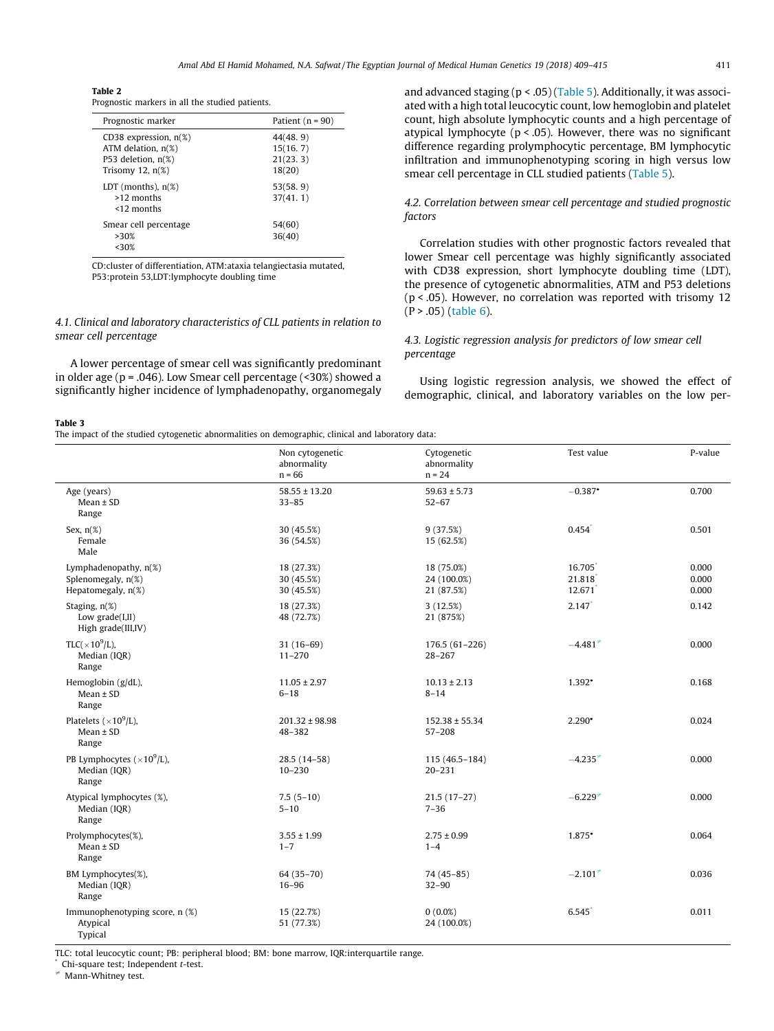**Table 2**
Prognostic markers in all the studied patients.

| Prognostic marker | Patient (n = 90) |
|---|---|
| CD38 expression, n(%) | 44(48. 9) |
| ATM delation, n(%) | 15(16. 7) |
| P53 deletion, n(%) | 21(23. 3) |
| Trisomy 12, n(%) | 18(20) |
| LDT (months), n(%) | |
| >12 months | 53(58. 9) |
| <12 months | 37(41. 1) |
| Smear cell percentage | |
| >30% | 54(60) |
| <30% | 36(40) |

CD:cluster of differentiation, ATM:ataxia telangiectasia mutated, P53:protein 53,LDT:lymphocyte doubling time

### 4.1. Clinical and laboratory characteristics of CLL patients in relation to smear cell percentage

A lower percentage of smear cell was significantly predominant in older age (p = .046). Low Smear cell percentage (<30%) showed a significantly higher incidence of lymphadenopathy, organomegaly and advanced staging (p < .05) (Table 5). Additionally, it was associated with a high total leucocytic count, low hemoglobin and platelet count, high absolute lymphocytic counts and a high percentage of atypical lymphocyte (p < .05). However, there was no significant difference regarding prolymphocytic percentage, BM lymphocytic infiltration and immunophenotyping scoring in high versus low smear cell percentage in CLL studied patients (Table 5).

### 4.2. Correlation between smear cell percentage and studied prognostic factors

Correlation studies with other prognostic factors revealed that lower Smear cell percentage was highly significantly associated with CD38 expression, short lymphocyte doubling time (LDT), the presence of cytogenetic abnormalities, ATM and P53 deletions (p < .05). However, no correlation was reported with trisomy 12 (P > .05) (table 6).

### 4.3. Logistic regression analysis for predictors of low smear cell percentage

Using logistic regression analysis, we showed the effect of demographic, clinical, and laboratory variables on the low per-

**Table 3**
The impact of the studied cytogenetic abnormalities on demographic, clinical and laboratory data:

| | Non cytogenetic abnormality n = 66 | Cytogenetic abnormality n = 24 | Test value | P-value |
|---|---|---|---|---|
| Age (years) Mean ± SD | 58.55 ± 13.20 | 59.63 ± 5.73 | −0.387• | 0.700 |
| Range | 33–85 | 52–67 | | |
| Sex, n(%) Female | 30 (45.5%) | 9 (37.5%) | 0.454* | 0.501 |
| Male | 36 (54.5%) | 15 (62.5%) | | |
| Lymphadenopathy, n(%) | 18 (27.3%) | 18 (75.0%) | 16.705* | 0.000 |
| Splenomegaly, n(%) | 30 (45.5%) | 24 (100.0%) | 21.818* | 0.000 |
| Hepatomegaly, n(%) | 30 (45.5%) | 21 (87.5%) | 12.671* | 0.000 |
| Staging, n(%) Low grade(I,II) | 18 (27.3%) | 3 (12.5%) | 2.147* | 0.142 |
| High grade(III,IV) | 48 (72.7%) | 21 (875%) | | |
| TLC($\times 10^9$/L), Median (IQR) | 31 (16–69) | 176.5 (61–226) | −4.481≠ | 0.000 |
| Range | 11–270 | 28–267 | | |
| Hemoglobin (g/dL), Mean ± SD | 11.05 ± 2.97 | 10.13 ± 2.13 | 1.392• | 0.168 |
| Range | 6–18 | 8–14 | | |
| Platelets ($\times 10^9$/L), Mean ± SD | 201.32 ± 98.98 | 152.38 ± 55.34 | 2.290• | 0.024 |
| Range | 48–382 | 57–208 | | |
| PB Lymphocytes ($\times 10^9$/L), Median (IQR) | 28.5 (14–58) | 115 (46.5–184) | −4.235≠ | 0.000 |
| Range | 10–230 | 20–231 | | |
| Atypical lymphocytes (%), Median (IQR) | 7.5 (5–10) | 21.5 (17–27) | −6.229≠ | 0.000 |
| Range | 5–10 | 7–36 | | |
| Prolymphocytes(%), Mean ± SD | 3.55 ± 1.99 | 2.75 ± 0.99 | 1.875• | 0.064 |
| Range | 1–7 | 1–4 | | |
| BM Lymphocytes(%), Median (IQR) | 64 (35–70) | 74 (45–85) | −2.101≠ | 0.036 |
| Range | 16–96 | 32–90 | | |
| Immunophenotyping score, n (%) Atypical | 15 (22.7%) | 0 (0.0%) | 6.545* | 0.011 |
| Typical | 51 (77.3%) | 24 (100.0%) | | |

TLC: total leucocytic count; PB: peripheral blood; BM: bone marrow, IQR:interquartile range.
* Chi-square test; Independent t-test.
≠ Mann-Whitney test.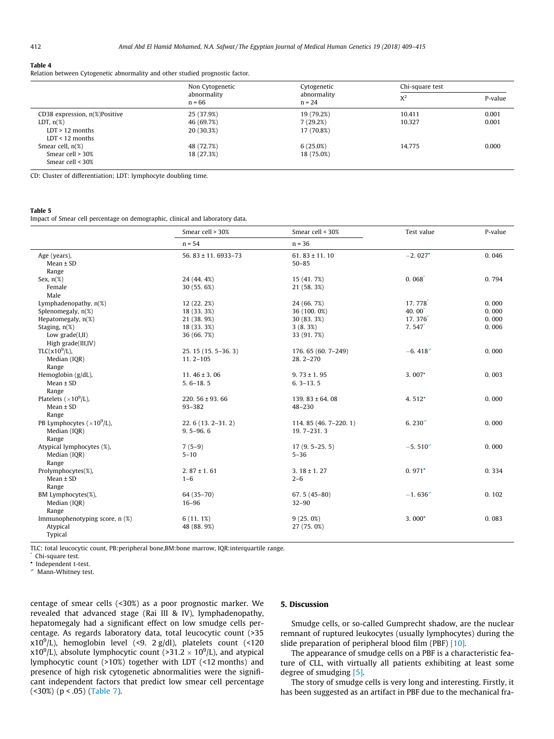**Table 4**
Relation between Cytogenetic abnormality and other studied prognostic factor.

| | Non Cytogenetic abnormality n = 66 | Cytogenetic abnormality n = 24 | Chi-square test | |
|---|---|---|---|---|
| | | | $X^2$ | P-value |
| CD38 expression, n(%)Positive | 25 (37.9%) | 19 (79.2%) | 10.411 | 0.001 |
| LDT, n(%) | 46 (69.7%) | 7 (29.2%) | 10.327 | 0.001 |
| LDT > 12 months | 20 (30.3%) | 17 (70.8%) | | |
| LDT < 12 months | | | | |
| Smear cell, n(%) | 48 (72.7%) | 6 (25.0%) | 14.775 | 0.000 |
| Smear cell > 30% | 18 (27.3%) | 18 (75.0%) | | |
| Smear cell < 30% | | | | |

CD: Cluster of differentiation; LDT: lymphocyte doubling time.

**Table 5**
Impact of Smear cell percentage on demographic, clinical and laboratory data.

| | Smear cell > 30% | Smear cell < 30% | Test value | P-value |
|---|---|---|---|---|
| | n = 54 | n = 36 | | |
| Age (years), | 56. 83 ± 11. 6933–73 | 61. 83 ± 11. 10 | −2. 027• | 0. 046 |
| Mean ± SD | | 50–85 | | |
| Range | | | | |
| Sex, n(%) | 24 (44. 4%) | 15 (41. 7%) | 0. 068* | 0. 794 |
| Female | 30 (55. 6%) | 21 (58. 3%) | | |
| Male | | | | |
| Lymphadenopathy, n(%) | 12 (22. 2%) | 24 (66. 7%) | 17. 778* | 0. 000 |
| Splenomegaly, n(%) | 18 (33. 3%) | 36 (100. 0%) | 40. 00* | 0. 000 |
| Hepatomegaly, n(%) | 21 (38. 9%) | 30 (83. 3%) | 17. 376* | 0. 000 |
| Staging, n(%) | 18 (33. 3%) | 3 (8. 3%) | 7. 547* | 0. 006 |
| Low grade(I,II) | 36 (66. 7%) | 33 (91. 7%) | | |
| High grade(III,IV) | | | | |
| TLC($x10^9$/L), | 25. 15 (15. 5–36. 3) | 176. 65 (60. 7–249) | −6. 418≠ | 0. 000 |
| Median (IQR) | 11. 2–105 | 28. 2–270 | | |
| Range | | | | |
| Hemoglobin (g/dL), | 11. 46 ± 3. 06 | 9. 73 ± 1. 95 | 3. 007• | 0. 003 |
| Mean ± SD | 5. 6–18. 5 | 6. 3–13. 5 | | |
| Range | | | | |
| Platelets ($\times 10^9$/L), | 220. 56 ± 93. 66 | 139. 83 ± 64. 08 | 4. 512• | 0. 000 |
| Mean ± SD | 93–382 | 48–230 | | |
| Range | | | | |
| PB Lymphocytes ($\times 10^9$/L), | 22. 6 (13. 2–31. 2) | 114. 85 (46. 7–220. 1) | 6. 230≠ | 0. 000 |
| Median (IQR) | 9. 5–96. 6 | 19. 7–231. 3 | | |
| Range | | | | |
| Atypical lymphocytes (%), | 7 (5–9) | 17 (9. 5–25. 5) | −5. 510≠ | 0. 000 |
| Median (IQR) | 5–10 | 5–36 | | |
| Range | | | | |
| Prolymphocytes(%), | 2. 87 ± 1. 61 | 3. 18 ± 1. 27 | 0. 971• | 0. 334 |
| Mean ± SD | 1–6 | 2–6 | | |
| Range | | | | |
| BM Lymphocytes(%), | 64 (35–70) | 67. 5 (45–80) | −1. 636≠ | 0. 102 |
| Median (IQR) | 16–96 | 32–90 | | |
| Range | | | | |
| Immunophenotyping score, n (%) | 6 (11. 1%) | 9 (25. 0%) | 3. 000* | 0. 083 |
| Atypical | 48 (88. 9%) | 27 (75. 0%) | | |
| Typical | | | | |

TLC: total leucocytic count, PB:peripheral bone,BM:bone marrow, IQR:interquartile range.
\* Chi-square test.
• Independent t-test.
≠ Mann-Whitney test.

centage of smear cells (<30%) as a poor prognostic marker. We revealed that advanced stage (Rai III & IV), lymphadenopathy, hepatomegaly had a significant effect on low smudge cells percentage. As regards laboratory data, total leucocytic count (>35 $x10^9$/L), hemoglobin level (<9. 2 g/dl), platelets count (<120 $x10^9$/L), absolute lymphocytic count (>31.2 $\times$ $10^9$/L), and atypical lymphocytic count (>10%) together with LDT (<12 months) and presence of high risk cytogenetic abnormalities were the significant independent factors that predict low smear cell percentage (<30%) ($p < .05$) (Table 7).

## 5. Discussion

Smudge cells, or so-called Gumprecht shadow, are the nuclear remnant of ruptured leukocytes (usually lymphocytes) during the slide preparation of peripheral blood film (PBF) [10].

The appearance of smudge cells on a PBF is a characteristic feature of CLL, with virtually all patients exhibiting at least some degree of smudging [5].

The story of smudge cells is very long and interesting. Firstly, it has been suggested as an artifact in PBF due to the mechanical fra-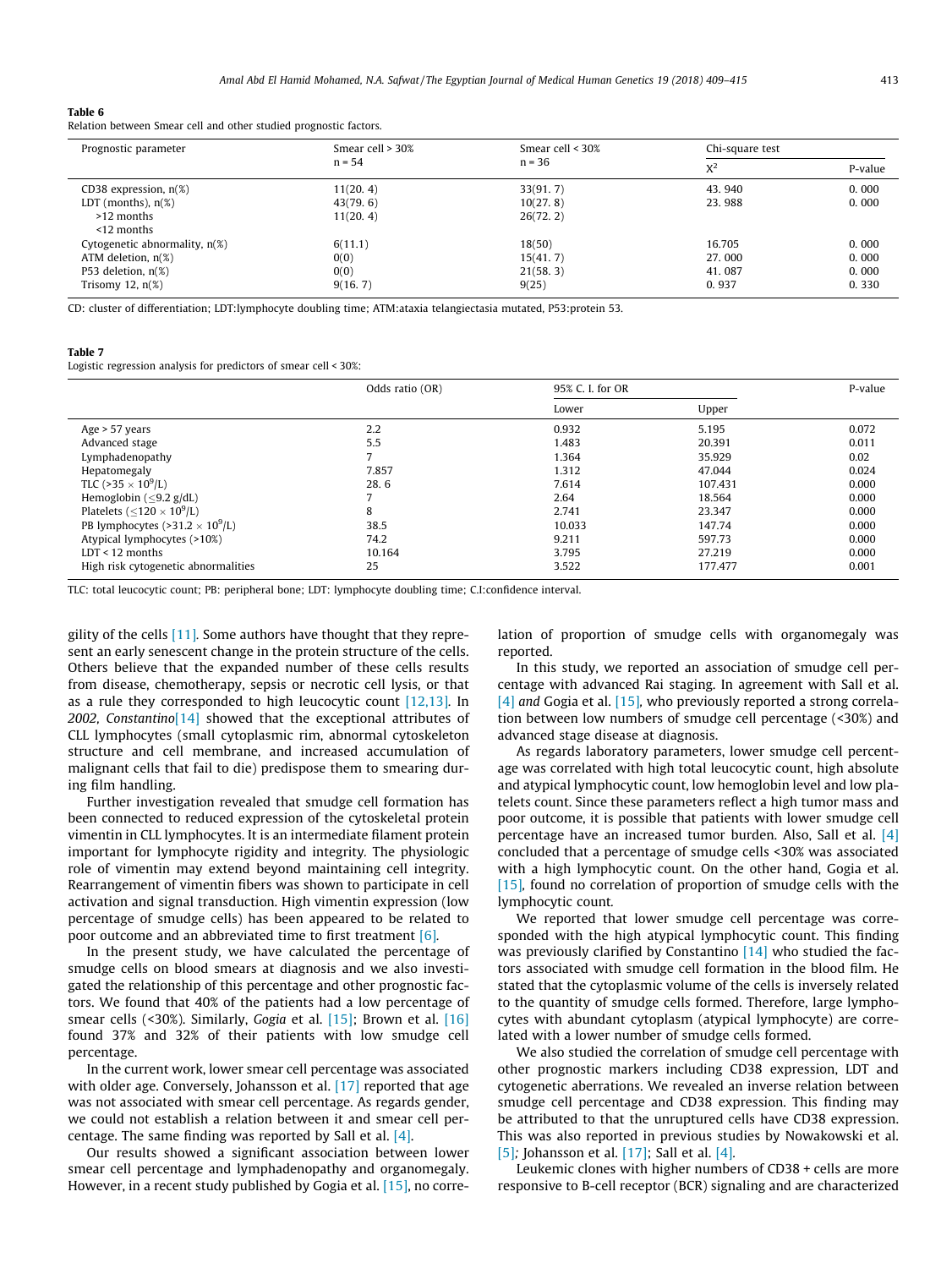**Table 6**
Relation between Smear cell and other studied prognostic factors.

| Prognostic parameter | Smear cell > 30% n = 54 | Smear cell < 30% n = 36 | Chi-square test | |
|---|---|---|---|---|
| | | | $X^2$ | P-value |
| CD38 expression, n(%) | 11(20. 4) | 33(91. 7) | 43. 940 | 0. 000 |
| LDT (months), n(%) | 43(79. 6) | 10(27. 8) | 23. 988 | 0. 000 |
| >12 months | 11(20. 4) | 26(72. 2) | | |
| <12 months | | | | |
| Cytogenetic abnormality, n(%) | 6(11.1) | 18(50) | 16.705 | 0. 000 |
| ATM deletion, n(%) | 0(0) | 15(41. 7) | 27. 000 | 0. 000 |
| P53 deletion, n(%) | 0(0) | 21(58. 3) | 41. 087 | 0. 000 |
| Trisomy 12, n(%) | 9(16. 7) | 9(25) | 0. 937 | 0. 330 |

CD: cluster of differentiation; LDT:lymphocyte doubling time; ATM:ataxia telangiectasia mutated, P53:protein 53.

**Table 7**
Logistic regression analysis for predictors of smear cell < 30%:

| | Odds ratio (OR) | 95% C. I. for OR | | P-value |
|---|---|---|---|---|
| | | Lower | Upper | |
| Age > 57 years | 2.2 | 0.932 | 5.195 | 0.072 |
| Advanced stage | 5.5 | 1.483 | 20.391 | 0.011 |
| Lymphadenopathy | 7 | 1.364 | 35.929 | 0.02 |
| Hepatomegaly | 7.857 | 1.312 | 47.044 | 0.024 |
| TLC ($>35 \times 10^9$/L) | 28. 6 | 7.614 | 107.431 | 0.000 |
| Hemoglobin ($\leq$9.2 g/dL) | 7 | 2.64 | 18.564 | 0.000 |
| Platelets ($\leq 120 \times 10^9$/L) | 8 | 2.741 | 23.347 | 0.000 |
| PB lymphocytes ($>31.2 \times 10^9$/L) | 38.5 | 10.033 | 147.74 | 0.000 |
| Atypical lymphocytes (>10%) | 74.2 | 9.211 | 597.73 | 0.000 |
| LDT < 12 months | 10.164 | 3.795 | 27.219 | 0.000 |
| High risk cytogenetic abnormalities | 25 | 3.522 | 177.477 | 0.001 |

TLC: total leucocytic count; PB: peripheral bone; LDT: lymphocyte doubling time; C.I:confidence interval.

gility of the cells [11]. Some authors have thought that they represent an early senescent change in the protein structure of the cells. Others believe that the expanded number of these cells results from disease, chemotherapy, sepsis or necrotic cell lysis, or that as a rule they corresponded to high leucocytic count [12,13]. In *2002*, *Constantino*[14] showed that the exceptional attributes of CLL lymphocytes (small cytoplasmic rim, abnormal cytoskeleton structure and cell membrane, and increased accumulation of malignant cells that fail to die) predispose them to smearing during film handling.

Further investigation revealed that smudge cell formation has been connected to reduced expression of the cytoskeletal protein vimentin in CLL lymphocytes. It is an intermediate filament protein important for lymphocyte rigidity and integrity. The physiologic role of vimentin may extend beyond maintaining cell integrity. Rearrangement of vimentin fibers was shown to participate in cell activation and signal transduction. High vimentin expression (low percentage of smudge cells) has been appeared to be related to poor outcome and an abbreviated time to first treatment [6].

In the present study, we have calculated the percentage of smudge cells on blood smears at diagnosis and we also investigated the relationship of this percentage and other prognostic factors. We found that 40% of the patients had a low percentage of smear cells (<30%). Similarly, *Gogia* et al. [15]; Brown et al. [16] found 37% and 32% of their patients with low smudge cell percentage.

In the current work, lower smear cell percentage was associated with older age. Conversely, Johansson et al. [17] reported that age was not associated with smear cell percentage. As regards gender, we could not establish a relation between it and smear cell percentage. The same finding was reported by Sall et al. [4].

Our results showed a significant association between lower smear cell percentage and lymphadenopathy and organomegaly. However, in a recent study published by Gogia et al. [15], no correlation of proportion of smudge cells with organomegaly was reported.

In this study, we reported an association of smudge cell percentage with advanced Rai staging. In agreement with Sall et al. [4] *and* Gogia et al. [15], who previously reported a strong correlation between low numbers of smudge cell percentage (<30%) and advanced stage disease at diagnosis.

As regards laboratory parameters, lower smudge cell percentage was correlated with high total leucocytic count, high absolute and atypical lymphocytic count, low hemoglobin level and low platelets count. Since these parameters reflect a high tumor mass and poor outcome, it is possible that patients with lower smudge cell percentage have an increased tumor burden. Also, Sall et al. [4] concluded that a percentage of smudge cells <30% was associated with a high lymphocytic count. On the other hand, Gogia et al. [15], found no correlation of proportion of smudge cells with the lymphocytic count.

We reported that lower smudge cell percentage was corresponded with the high atypical lymphocytic count. This finding was previously clarified by Constantino [14] who studied the factors associated with smudge cell formation in the blood film. He stated that the cytoplasmic volume of the cells is inversely related to the quantity of smudge cells formed. Therefore, large lymphocytes with abundant cytoplasm (atypical lymphocyte) are correlated with a lower number of smudge cells formed.

We also studied the correlation of smudge cell percentage with other prognostic markers including CD38 expression, LDT and cytogenetic aberrations. We revealed an inverse relation between smudge cell percentage and CD38 expression. This finding may be attributed to that the unruptured cells have CD38 expression. This was also reported in previous studies by Nowakowski et al. [5]; Johansson et al. [17]; Sall et al. [4].

Leukemic clones with higher numbers of CD38 + cells are more responsive to B-cell receptor (BCR) signaling and are characterized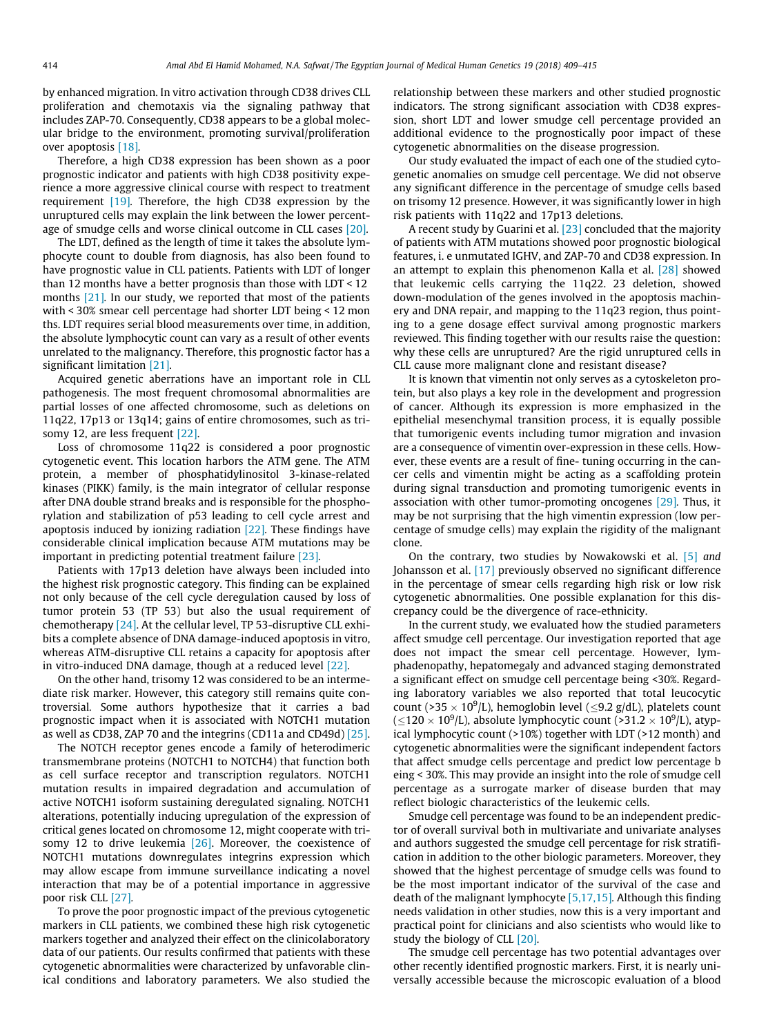by enhanced migration. In vitro activation through CD38 drives CLL proliferation and chemotaxis via the signaling pathway that includes ZAP-70. Consequently, CD38 appears to be a global molecular bridge to the environment, promoting survival/proliferation over apoptosis [18].

Therefore, a high CD38 expression has been shown as a poor prognostic indicator and patients with high CD38 positivity experience a more aggressive clinical course with respect to treatment requirement [19]. Therefore, the high CD38 expression by the unruptured cells may explain the link between the lower percentage of smudge cells and worse clinical outcome in CLL cases [20].

The LDT, defined as the length of time it takes the absolute lymphocyte count to double from diagnosis, has also been found to have prognostic value in CLL patients. Patients with LDT of longer than 12 months have a better prognosis than those with LDT < 12 months [21]. In our study, we reported that most of the patients with < 30% smear cell percentage had shorter LDT being < 12 months. LDT requires serial blood measurements over time, in addition, the absolute lymphocytic count can vary as a result of other events unrelated to the malignancy. Therefore, this prognostic factor has a significant limitation [21].

Acquired genetic aberrations have an important role in CLL pathogenesis. The most frequent chromosomal abnormalities are partial losses of one affected chromosome, such as deletions on 11q22, 17p13 or 13q14; gains of entire chromosomes, such as trisomy 12, are less frequent [22].

Loss of chromosome 11q22 is considered a poor prognostic cytogenetic event. This location harbors the ATM gene. The ATM protein, a member of phosphatidylinositol 3-kinase-related kinases (PIKK) family, is the main integrator of cellular response after DNA double strand breaks and is responsible for the phosphorylation and stabilization of p53 leading to cell cycle arrest and apoptosis induced by ionizing radiation [22]. These findings have considerable clinical implication because ATM mutations may be important in predicting potential treatment failure [23].

Patients with 17p13 deletion have always been included into the highest risk prognostic category. This finding can be explained not only because of the cell cycle deregulation caused by loss of tumor protein 53 (TP 53) but also the usual requirement of chemotherapy [24]. At the cellular level, TP 53-disruptive CLL exhibits a complete absence of DNA damage-induced apoptosis in vitro, whereas ATM-disruptive CLL retains a capacity for apoptosis after in vitro-induced DNA damage, though at a reduced level [22].

On the other hand, trisomy 12 was considered to be an intermediate risk marker. However, this category still remains quite controversial. Some authors hypothesize that it carries a bad prognostic impact when it is associated with NOTCH1 mutation as well as CD38, ZAP 70 and the integrins (CD11a and CD49d) [25].

The NOTCH receptor genes encode a family of heterodimeric transmembrane proteins (NOTCH1 to NOTCH4) that function both as cell surface receptor and transcription regulators. NOTCH1 mutation results in impaired degradation and accumulation of active NOTCH1 isoform sustaining deregulated signaling. NOTCH1 alterations, potentially inducing upregulation of the expression of critical genes located on chromosome 12, might cooperate with trisomy 12 to drive leukemia [26]. Moreover, the coexistence of NOTCH1 mutations downregulates integrins expression which may allow escape from immune surveillance indicating a novel interaction that may be of a potential importance in aggressive poor risk CLL [27].

To prove the poor prognostic impact of the previous cytogenetic markers in CLL patients, we combined these high risk cytogenetic markers together and analyzed their effect on the clinicolaboratory data of our patients. Our results confirmed that patients with these cytogenetic abnormalities were characterized by unfavorable clinical conditions and laboratory parameters. We also studied the relationship between these markers and other studied prognostic indicators. The strong significant association with CD38 expression, short LDT and lower smudge cell percentage provided an additional evidence to the prognostically poor impact of these cytogenetic abnormalities on the disease progression.

Our study evaluated the impact of each one of the studied cytogenetic anomalies on smudge cell percentage. We did not observe any significant difference in the percentage of smudge cells based on trisomy 12 presence. However, it was significantly lower in high risk patients with 11q22 and 17p13 deletions.

A recent study by Guarini et al. [23] concluded that the majority of patients with ATM mutations showed poor prognostic biological features, i. e unmutated IGHV, and ZAP-70 and CD38 expression. In an attempt to explain this phenomenon Kalla et al. [28] showed that leukemic cells carrying the 11q22. 23 deletion, showed down-modulation of the genes involved in the apoptosis machinery and DNA repair, and mapping to the 11q23 region, thus pointing to a gene dosage effect survival among prognostic markers reviewed. This finding together with our results raise the question: why these cells are unruptured? Are the rigid unruptured cells in CLL cause more malignant clone and resistant disease?

It is known that vimentin not only serves as a cytoskeleton protein, but also plays a key role in the development and progression of cancer. Although its expression is more emphasized in the epithelial mesenchymal transition process, it is equally possible that tumorigenic events including tumor migration and invasion are a consequence of vimentin over-expression in these cells. However, these events are a result of fine- tuning occurring in the cancer cells and vimentin might be acting as a scaffolding protein during signal transduction and promoting tumorigenic events in association with other tumor-promoting oncogenes [29]. Thus, it may be not surprising that the high vimentin expression (low percentage of smudge cells) may explain the rigidity of the malignant clone.

On the contrary, two studies by Nowakowski et al. [5] *and* Johansson et al. [17] previously observed no significant difference in the percentage of smear cells regarding high risk or low risk cytogenetic abnormalities. One possible explanation for this discrepancy could be the divergence of race-ethnicity.

In the current study, we evaluated how the studied parameters affect smudge cell percentage. Our investigation reported that age does not impact the smear cell percentage. However, lymphadenopathy, hepatomegaly and advanced staging demonstrated a significant effect on smudge cell percentage being <30%. Regarding laboratory variables we also reported that total leucocytic count ($>35 \times 10^9$/L), hemoglobin level ($\leq$9.2 g/dL), platelets count ($\leq 120 \times 10^9$/L), absolute lymphocytic count ($>31.2 \times 10^9$/L), atypical lymphocytic count (>10%) together with LDT (>12 month) and cytogenetic abnormalities were the significant independent factors that affect smudge cells percentage and predict low percentage being < 30%. This may provide an insight into the role of smudge cell percentage as a surrogate marker of disease burden that may reflect biologic characteristics of the leukemic cells.

Smudge cell percentage was found to be an independent predictor of overall survival both in multivariate and univariate analyses and authors suggested the smudge cell percentage for risk stratification in addition to the other biologic parameters. Moreover, they showed that the highest percentage of smudge cells was found to be the most important indicator of the survival of the case and death of the malignant lymphocyte [5,17,15]. Although this finding needs validation in other studies, now this is a very important and practical point for clinicians and also scientists who would like to study the biology of CLL [20].

The smudge cell percentage has two potential advantages over other recently identified prognostic markers. First, it is nearly universally accessible because the microscopic evaluation of a blood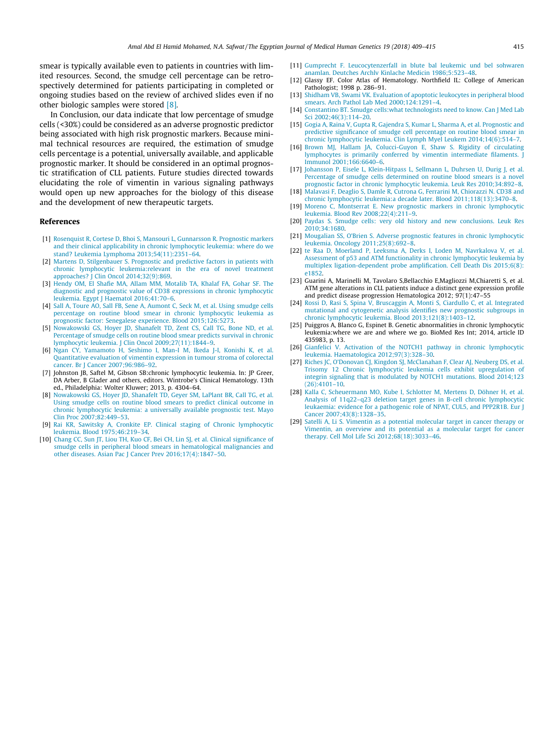smear is typically available even to patients in countries with limited resources. Second, the smudge cell percentage can be retrospectively determined for patients participating in completed or ongoing studies based on the review of archived slides even if no other biologic samples were stored [8].

In Conclusion, our data indicate that low percentage of smudge cells (<30%) could be considered as an adverse prognostic predictor being associated with high risk prognostic markers. Because minimal technical resources are required, the estimation of smudge cells percentage is a potential, universally available, and applicable prognostic marker. It should be considered in an optimal prognostic stratification of CLL patients. Future studies directed towards elucidating the role of vimentin in various signaling pathways would open up new approaches for the biology of this disease and the development of new therapeutic targets.

## References

[1] Rosenquist R, Cortese D, Bhoi S, Mansouri L, Gunnarsson R. Prognostic markers and their clinical applicability in chronic lymphocytic leukemia: where do we stand? Leukemia Lymphoma 2013;54(11):2351–64.

[2] Martens D, Stilgenbauer S. Prognostic and predictive factors in patients with chronic lymphocytic leukemia:relevant in the era of novel treatment approaches? J Clin Oncol 2014;32(9):869.

[3] Hendy OM, El Shafie MA, Allam MM, Motalib TA, Khalaf FA, Gohar SF. The diagnostic and prognostic value of CD38 expressions in chronic lymphocytic leukemia. Egypt J Haematol 2016;41:70–6.

[4] Sall A, Toure AO, Sall FB, Sene A, Aumont C, Seck M, et al. Using smudge cells percentage on routine blood smear in chronic lymphocytic leukemia as prognostic factor: Senegalese experience. Blood 2015;126:5273.

[5] Nowakowski GS, Hoyer JD, Shanafelt TD, Zent CS, Call TG, Bone ND, et al. Percentage of smudge cells on routine blood smear predicts survival in chronic lymphocytic leukemia. J Clin Oncol 2009;27(11):1844–9.

[6] Ngan CY, Yamamoto H, Seshimo I, Man-I M, Ikeda J-I, Konishi K, et al. Quantitative evaluation of vimentin expression in tumour stroma of colorectal cancer. Br J Cancer 2007;96:986–92.

[7] Johnston JB, Saftel M, Gibson SB:chronic lymphocytic leukemia. In: JP Greer, DA Arber, B Glader and others, editors. Wintrobe's Clinical Hematology. 13th ed., Philadelphia: Wolter Kluwer; 2013, p. 4304–64.

[8] Nowakowski GS, Hoyer JD, Shanafelt TD, Geyer SM, LaPlant BR, Call TG, et al. Using smudge cells on routine blood smears to predict clinical outcome in chronic lymphocytic leukemia: a universally available prognostic test. Mayo Clin Proc 2007;82:449–53.

[9] Rai KR, Sawitsky A, Cronkite EP. Clinical staging of Chronic lymphocytic leukemia. Blood 1975;46:219–34.

[10] Chang CC, Sun JT, Liou TH, Kuo CF, Bei CH, Lin SJ, et al. Clinical significance of smudge cells in peripheral blood smears in hematological malignancies and other diseases. Asian Pac J Cancer Prev 2016;17(4):1847–50.

[11] Gumprecht F. Leucocytenzerfall in blute bal leukemic und bel sohwaren anamlan. Deutches Archlv Kinlache Medicin 1986;5:523–48.

[12] Glassy EF. Color Atlas of Hematology. Northfield IL: College of American Pathologist; 1998 p. 286–91.

[13] Shidham VB, Swami VK. Evaluation of apoptotic leukocytes in peripheral blood smears. Arch Pathol Lab Med 2000;124:1291–4.

[14] Constantino BT. Smudge cells:what technologists need to know. Can J Med Lab Sci 2002;46(3):114–20.

[15] Gogia A, Raina V, Gupta R, Gajendra S, Kumar L, Sharma A, et al. Prognostic and predictive significance of smudge cell percentage on routine blood smear in chronic lymphocytic leukemia. Clin Lymph Myel Leukem 2014;14(6):514–7.

[16] Brown MJ, Hallam JA, Colucci-Guyon E, Shaw S. Rigidity of circulating lymphocytes is primarily conferred by vimentin intermediate filaments. J Immunol 2001;166:6640–6.

[17] Johansson P, Eisele L, Klein-Hitpass L, Sellmann L, Duhrsen U, Durig J, et al. Percentage of smudge cells determined on routine blood smears is a novel prognostic factor in chronic lymphocytic leukemia. Leuk Res 2010;34:892–8.

[18] Malavasi F, Deaglio S, Damle R, Cutrona G, Ferrarini M, Chiorazzi N. CD38 and chronic lymphocytic leukemia:a decade later. Blood 2011;118(13):3470–8.

[19] Moreno C, Montserrat E. New prognostic markers in chronic lymphocytic leukemia. Blood Rev 2008;22(4):211–9.

[20] Paydas S. Smudge cells: very old history and new conclusions. Leuk Res 2010;34:1680.

[21] Mougalian SS, O'Brien S. Adverse prognostic features in chronic lymphocytic leukemia. Oncology 2011;25(8):692–8.

[22] te Raa D, Moerland P, Leeksma A, Derks I, Loden M, Navrkalova V, et al. Assessment of p53 and ATM functionality in chronic lymphocytic leukemia by multiplex ligation-dependent probe amplification. Cell Death Dis 2015;6(8):e1852.

[23] Guarini A, Marinelli M, Tavolaro S,Bellacchio E,Magliozzi M,Chiaretti S, et al. ATM gene alterations in CLL patients induce a distinct gene expression profile and predict disease progression Hematologica 2012; 97(1):47–55

[24] Rossi D, Rasi S, Spina V, Bruscaggin A, Monti S, Ciardullo C, et al. Integrated mutational and cytogenetic analysis identifies new prognostic subgroups in chronic lymphocytic leukemia. Blood 2013;121(8):1403–12.

[25] Puiggros A, Blanco G, Espinet B. Genetic abnormalities in chronic lymphocytic leukemia:where we are and where we go. BioMed Res Int; 2014, article ID 435983, p. 13.

[26] Gianfelici V. Activation of the NOTCH1 pathway in chronic lymphocytic leukemia. Haematologica 2012;97(3):328–30.

[27] Riches JC, O'Donovan CJ, Kingdon SJ, McClanahan F, Clear AJ, Neuberg DS, et al. Trisomy 12 Chronic lymphocytic leukemia cells exhibit upregulation of integrin signaling that is modulated by NOTCH1 mutations. Blood 2014;123(26):4101–10.

[28] Kalla C, Scheuermann MO, Kube I, Schlotter M, Mertens D, Döhner H, et al. Analysis of 11q22–q23 deletion target genes in B-cell chronic lymphocytic leukaemia: evidence for a pathogenic role of NPAT, CUL5, and PPP2R1B. Eur J Cancer 2007;43(8):1328–35.

[29] Satelli A, Li S. Vimentin as a potential molecular target in cancer therapy or Vimentin, an overview and its potential as a molecular target for cancer therapy. Cell Mol Life Sci 2012;68(18):3033–46.